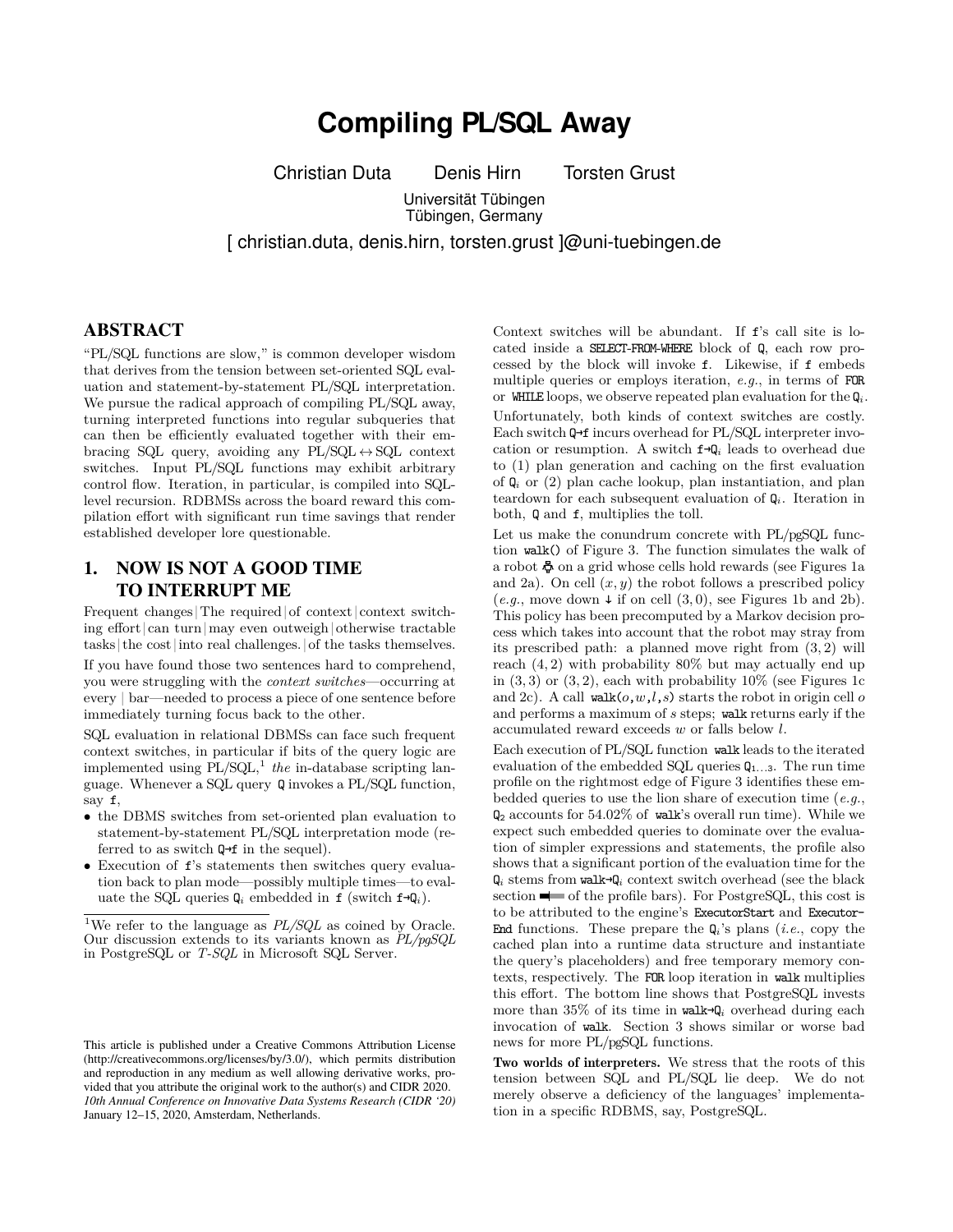// Compiling PL/SQL Away — Page 1 of 8
# Compiling PL/SQL Away

Christian Duta  Denis Hirn  Torsten Grust

Universität Tübingen
Tübingen, Germany

[ christian.duta, denis.hirn, torsten.grust ]@uni-tuebingen.de

## ABSTRACT

"PL/SQL functions are slow," is common developer wisdom that derives from the tension between set-oriented SQL evaluation and statement-by-statement PL/SQL interpretation. We pursue the radical approach of compiling PL/SQL away, turning interpreted functions into regular subqueries that can then be efficiently evaluated together with their embracing SQL query, avoiding any PL/SQL ↔ SQL context switches. Input PL/SQL functions may exhibit arbitrary control flow. Iteration, in particular, is compiled into SQL-level recursion. RDBMSs across the board reward this compilation effort with significant run time savings that render established developer lore questionable.

## 1. NOW IS NOT A GOOD TIME TO INTERRUPT ME

Frequent changes | The required | of context | context switching effort | can turn | may even outweigh | otherwise tractable tasks | the cost | into real challenges. | of the tasks themselves.

If you have found those two sentences hard to comprehend, you were struggling with the *context switches*—occurring at every | bar—needed to process a piece of one sentence before immediately turning focus back to the other.

SQL evaluation in relational DBMSs can face such frequent context switches, in particular if bits of the query logic are implemented using PL/SQL,[1] *the* in-database scripting language. Whenever a SQL query `Q` invokes a PL/SQL function, say `f`,

- the DBMS switches from set-oriented plan evaluation to statement-by-statement PL/SQL interpretation mode (referred to as switch `Q→f` in the sequel).
- Execution of `f`'s statements then switches query evaluation back to plan mode—possibly multiple times—to evaluate the SQL queries $Q_i$ embedded in `f` (switch $f \to Q_i$).

[1] We refer to the language as *PL/SQL* as coined by Oracle. Our discussion extends to its variants known as *PL/pgSQL* in PostgreSQL or *T-SQL* in Microsoft SQL Server.

This article is published under a Creative Commons Attribution License (http://creativecommons.org/licenses/by/3.0/), which permits distribution and reproduction in any medium as well allowing derivative works, provided that you attribute the original work to the author(s) and CIDR 2020. *10th Annual Conference on Innovative Data Systems Research (CIDR '20)* January 12–15, 2020, Amsterdam, Netherlands.

Context switches will be abundant. If `f`'s call site is located inside a `SELECT-FROM-WHERE` block of `Q`, each row processed by the block will invoke `f`. Likewise, if `f` embeds multiple queries or employs iteration, *e.g.*, in terms of `FOR` or `WHILE` loops, we observe repeated plan evaluation for the $Q_i$.

Unfortunately, both kinds of context switches are costly. Each switch `Q→f` incurs overhead for PL/SQL interpreter invocation or resumption. A switch $f \to Q_i$ leads to overhead due to (1) plan generation and caching on the first evaluation of $Q_i$ or (2) plan cache lookup, plan instantiation, and plan teardown for each subsequent evaluation of $Q_i$. Iteration in both, `Q` and `f`, multiplies the toll.

Let us make the conundrum concrete with PL/pgSQL function `walk()` of Figure 3. The function simulates the walk of a robot 🤖 on a grid whose cells hold rewards (see Figures 1a and 2a). On cell $(x, y)$ the robot follows a prescribed policy (*e.g.*, move down ↓ if on cell $(3, 0)$, see Figures 1b and 2b). This policy has been precomputed by a Markov decision process which takes into account that the robot may stray from its prescribed path: a planned move right from $(3, 2)$ will reach $(4, 2)$ with probability 80% but may actually end up in $(3, 3)$ or $(3, 2)$, each with probability 10% (see Figures 1c and 2c). A call `walk(`$o,w,l,s$`)` starts the robot in origin cell $o$ and performs a maximum of $s$ steps; `walk` returns early if the accumulated reward exceeds $w$ or falls below $l$.

Each execution of PL/SQL function `walk` leads to the iterated evaluation of the embedded SQL queries $Q_{1\ldots3}$. The run time profile on the rightmost edge of Figure 3 identifies these embedded queries to use the lion share of execution time (*e.g.*, $Q_2$ accounts for 54.02% of `walk`'s overall run time). While we expect such embedded queries to dominate over the evaluation of simpler expressions and statements, the profile also shows that a significant portion of the evaluation time for the $Q_i$ stems from `walk`$\to Q_i$ context switch overhead (see the black section of the profile bars). For PostgreSQL, this cost is to be attributed to the engine's `ExecutorStart` and `ExecutorEnd` functions. These prepare the $Q_i$'s plans (*i.e.*, copy the cached plan into a runtime data structure and instantiate the query's placeholders) and free temporary memory contexts, respectively. The `FOR` loop iteration in `walk` multiplies this effort. The bottom line shows that PostgreSQL invests more than 35% of its time in `walk`$\to Q_i$ overhead during each invocation of `walk`. Section 3 shows similar or worse bad news for more PL/pgSQL functions.

**Two worlds of interpreters.** We stress that the roots of this tension between SQL and PL/SQL lie deep. We do not merely observe a deficiency of the languages' implementation in a specific RDBMS, say, PostgreSQL.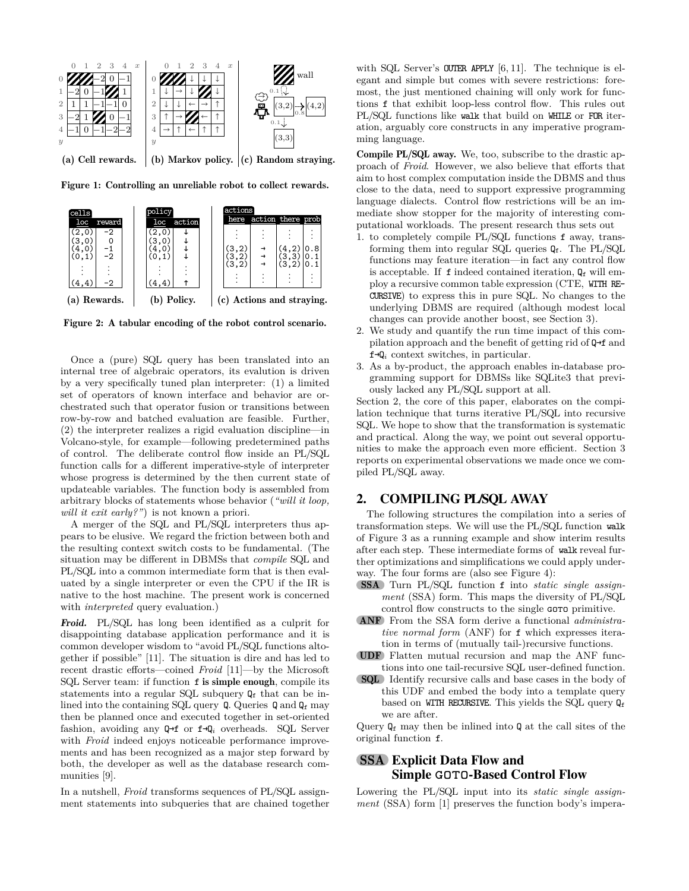**(a) Cell rewards.** **(b) Markov policy.** **(c) Random straying.**

**Figure 1: Controlling an unreliable robot to collect rewards.**

**(a) Rewards.**

| loc | reward |
|---|---|
| (2,0) | -2 |
| (3,0) | 0 |
| (4,0) | -1 |
| (0,1) | -2 |
| ⋮ | ⋮ |
| (4,4) | -2 |

**(b) Policy.**

| loc | action |
|---|---|
| (2,0) | ↓ |
| (3,0) | ↓ |
| (4,0) | ↓ |
| (0,1) | ↓ |
| ⋮ | ⋮ |
| (4,4) | ↑ |

**(c) Actions and straying.**

| here | action | there | prob |
|---|---|---|---|
| ⋮ | ⋮ | ⋮ | ⋮ |
| (3,2) | → | (4,2) | 0.8 |
| (3,2) | → | (3,3) | 0.1 |
| (3,2) | → | (3,2) | 0.1 |
| ⋮ | ⋮ | ⋮ | ⋮ |

**Figure 2: A tabular encoding of the robot control scenario.**

Once a (pure) SQL query has been translated into an internal tree of algebraic operators, its evaluation is driven by a very specifically tuned plan interpreter: (1) a limited set of operators of known interface and behavior are orchestrated such that operator fusion or transitions between row-by-row and batched evaluation are feasible. Further, (2) the interpreter realizes a rigid evaluation discipline—in Volcano-style, for example—following predetermined paths of control. The deliberate control flow inside an PL/SQL function calls for a different imperative-style of interpreter whose progress is determined by the then current state of updateable variables. The function body is assembled from arbitrary blocks of statements whose behavior (*"will it loop, will it exit early?"*) is not known a priori.

A merger of the SQL and PL/SQL interpreters thus appears to be elusive. We regard the friction between both and the resulting context switch costs to be fundamental. (The situation may be different in DBMSs that *compile* SQL and PL/SQL into a common intermediate form that is then evaluated by a single interpreter or even the CPU if the IR is native to the host machine. The present work is concerned with *interpreted* query evaluation.)

***Froid.*** PL/SQL has long been identified as a culprit for disappointing database application performance and it is common developer wisdom to "avoid PL/SQL functions altogether if possible" [11]. The situation is dire and has led to recent drastic efforts—coined *Froid* [11]—by the Microsoft SQL Server team: if function **f is simple enough**, compile its statements into a regular SQL subquery $Q_f$ that can be inlined into the containing SQL query Q. Queries Q and $Q_f$ may then be planned once and executed together in set-oriented fashion, avoiding any Q→f or f→$Q_i$ overheads. SQL Server with *Froid* indeed enjoys noticeable performance improvements and has been recognized as a major step forward by both, the developer as well as the database research communities [9].

In a nutshell, *Froid* transforms sequences of PL/SQL assignment statements into subqueries that are chained together with SQL Server's `OUTER APPLY` [6, 11]. The technique is elegant and simple but comes with severe restrictions: foremost, the just mentioned chaining will only work for functions f that exhibit loop-less control flow. This rules out PL/SQL functions like `walk` that build on `WHILE` or `FOR` iteration, arguably core constructs in any imperative programming language.

**Compile PL/SQL away.** We, too, subscribe to the drastic approach of *Froid*. However, we also believe that efforts that aim to host complex computation inside the DBMS and thus close to the data, need to support expressive programming language dialects. Control flow restrictions will be an immediate show stopper for the majority of interesting computational workloads. The present research thus sets out

1. to completely compile PL/SQL functions f away, transforming them into regular SQL queries $Q_f$. The PL/SQL functions may feature iteration—in fact any control flow is acceptable. If f indeed contained iteration, $Q_f$ will employ a recursive common table expression (CTE, `WITH RECURSIVE`) to express this in pure SQL. No changes to the underlying DBMS are required (although modest local changes can provide another boost, see Section 3).
2. We study and quantify the run time impact of this compilation approach and the benefit of getting rid of Q→f and f→$Q_i$ context switches, in particular.
3. As a by-product, the approach enables in-database programming support for DBMSs like SQLite3 that previously lacked any PL/SQL support at all.

Section 2, the core of this paper, elaborates on the compilation technique that turns iterative PL/SQL into recursive SQL. We hope to show that the transformation is systematic and practical. Along the way, we point out several opportunities to make the approach even more efficient. Section 3 reports on experimental observations we made once we compiled PL/SQL away.

## 2. COMPILING PL/SQL AWAY

The following structures the compilation into a series of transformation steps. We will use the PL/SQL function `walk` of Figure 3 as a running example and show interim results after each step. These intermediate forms of `walk` reveal further optimizations and simplifications we could apply underway. The four forms are (also see Figure 4):

- **SSA** Turn PL/SQL function f into *static single assignment* (SSA) form. This maps the diversity of PL/SQL control flow constructs to the single `GOTO` primitive.
- **ANF** From the SSA form derive a functional *administrative normal form* (ANF) for f which expresses iteration in terms of (mutually tail-)recursive functions.
- **UDF** Flatten mutual recursion and map the ANF functions into one tail-recursive SQL user-defined function.
- **SQL** Identify recursive calls and base cases in the body of this UDF and embed the body into a template query based on `WITH RECURSIVE`. This yields the SQL query $Q_f$ we are after.

Query $Q_f$ may then be inlined into Q at the call sites of the original function f.

### SSA Explicit Data Flow and Simple GOTO-Based Control Flow

Lowering the PL/SQL input into its *static single assignment* (SSA) form [1] preserves the function body's impera-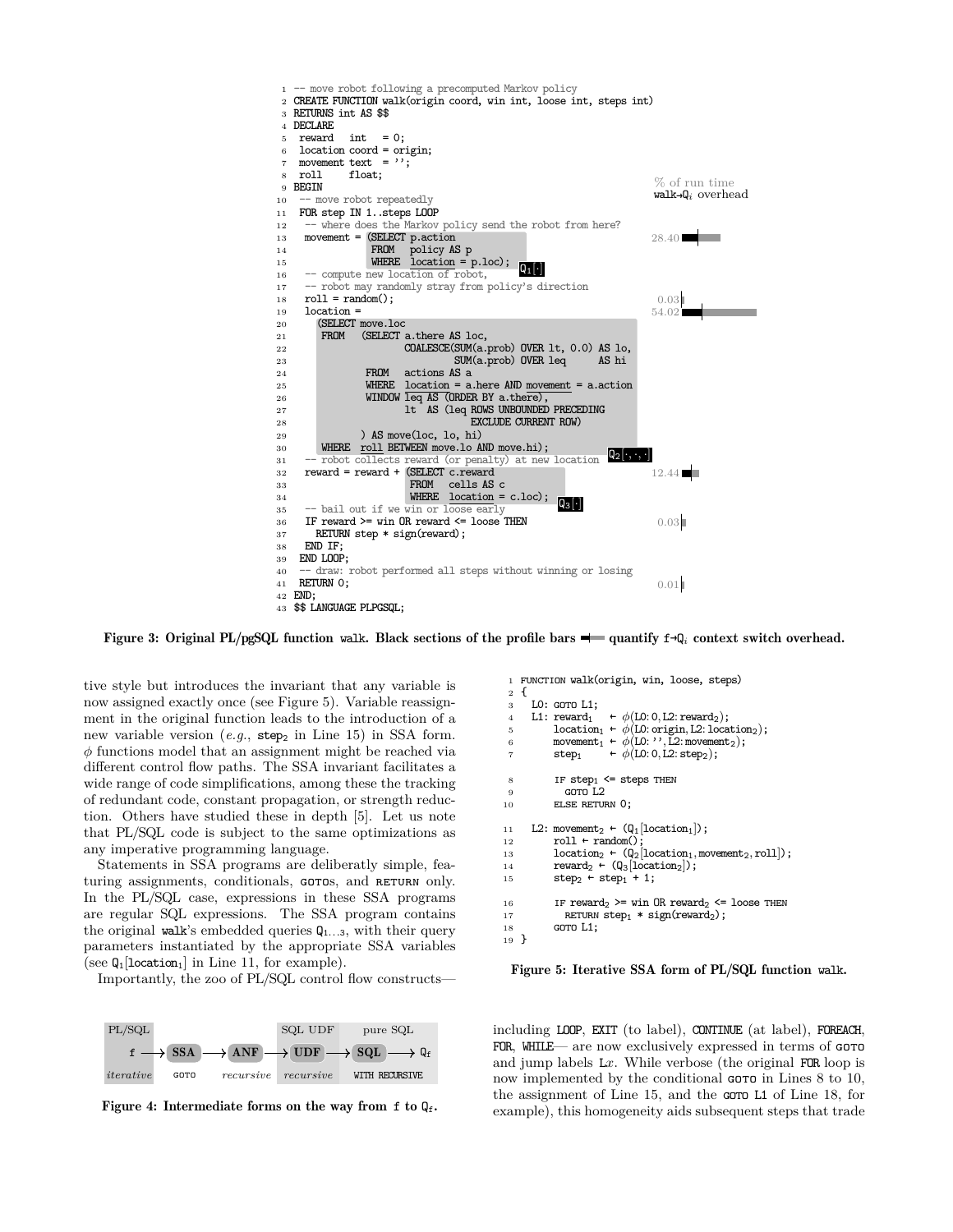```
 1 -- move robot following a precomputed Markov policy
 2 CREATE FUNCTION walk(origin coord, win int, loose int, steps int)
 3 RETURNS int AS $$
 4 DECLARE
 5   reward   int   = 0;
 6   location coord = origin;
 7   movement text  = '';
 8   roll     float;
 9 BEGIN
10   -- move robot repeatedly
11   FOR step IN 1..steps LOOP
12     -- where does the Markov policy send the robot from here?
13     movement = (SELECT p.action
14                 FROM   policy AS p
15                 WHERE  location = p.loc);                          Q1[·]
16     -- compute new location of robot,
17     -- robot may randomly stray from policy's direction
18     roll = random();
19     location =
20       (SELECT move.loc
21        FROM   (SELECT a.there AS loc,
22                       COALESCE(SUM(a.prob) OVER lt, 0.0) AS lo,
23                                SUM(a.prob) OVER leq      AS hi
24                FROM   actions AS a
25                WHERE  location = a.here AND movement = a.action
26                WINDOW leq AS (ORDER BY a.there),
27                       lt  AS (leq ROWS UNBOUNDED PRECEDING
28                                   EXCLUDE CURRENT ROW)
29               ) AS move(loc, lo, hi)
30        WHERE  roll BETWEEN move.lo AND move.hi);                    Q2[·,·,·]
31     -- robot collects reward (or penalty) at new location
32     reward = reward + (SELECT c.reward
33                        FROM   cells AS c
34                        WHERE  location = c.loc);                    Q3[·]
35     -- bail out if we win or loose early
36     IF reward >= win OR reward <= loose THEN
37       RETURN step * sign(reward);
38     END IF;
39   END LOOP;
40   -- draw: robot performed all steps without winning or losing
41   RETURN 0;
42 END;
43 $$ LANGUAGE PLPGSQL;
```

| Line | % of run time walk→$Q_i$ overhead |
|---|---|
| 13 | 28.40 |
| 18 | 0.03 |
| 19 | 54.02 |
| 32 | 12.44 |
| 36 | 0.03 |
| 41 | 0.01 |

**Figure 3: Original PL/pgSQL function walk. Black sections of the profile bars quantify f→$Q_i$ context switch overhead.**

tive style but introduces the invariant that any variable is now assigned exactly once (see Figure 5). Variable reassignment in the original function leads to the introduction of a new variable version (*e.g.*, $\texttt{step}_2$ in Line 15) in SSA form. $\phi$ functions model that an assignment might be reached via different control flow paths. The SSA invariant facilitates a wide range of code simplifications, among these the tracking of redundant code, constant propagation, or strength reduction. Others have studied these in depth [5]. Let us note that PL/SQL code is subject to the same optimizations as any imperative programming language.

Statements in SSA programs are deliberatly simple, featuring assignments, conditionals, GOTOs, and RETURN only. In the PL/SQL case, expressions in these SSA programs are regular SQL expressions. The SSA program contains the original walk's embedded queries $Q_{1...3}$, with their query parameters instantiated by the appropriate SSA variables (see $Q_1[\texttt{location}_1]$ in Line 11, for example).

Importantly, the zoo of PL/SQL control flow constructs—including LOOP, EXIT (to label), CONTINUE (at label), FOREACH, FOR, WHILE— are now exclusively expressed in terms of GOTO and jump labels L$x$. While verbose (the original FOR loop is now implemented by the conditional GOTO in Lines 8 to 10, the assignment of Line 15, and the GOTO L1 of Line 18, for example), this homogeneity aids subsequent steps that trade

| PL/SQL | | | SQL UDF | pure SQL | |
|---|---|---|---|---|---|
| f → | SSA → | ANF → | UDF → | SQL → | $Q_f$ |
| *iterative* | GOTO | *recursive* | *recursive* | WITH RECURSIVE | |

**Figure 4: Intermediate forms on the way from f to $Q_f$.**

```
 1 FUNCTION walk(origin, win, loose, steps)
 2 {
 3   L0: GOTO L1;
 4   L1: reward1   ← φ(L0: 0, L2: reward2);
 5       location1 ← φ(L0: origin, L2: location2);
 6       movement1 ← φ(L0: '', L2: movement2);
 7       step1     ← φ(L0: 0, L2: step2);

 8       IF step1 <= steps THEN
 9         GOTO L2
10       ELSE RETURN 0;

11   L2: movement2 ← (Q1[location1]);
12       roll ← random();
13       location2 ← (Q2[location1, movement2, roll]);
14       reward2 ← (Q3[location2]);
15       step2 ← step1 + 1;

16       IF reward2 >= win OR reward2 <= loose THEN
17         RETURN step1 * sign(reward2);
18       GOTO L1;
19 }
```

**Figure 5: Iterative SSA form of PL/SQL function walk.**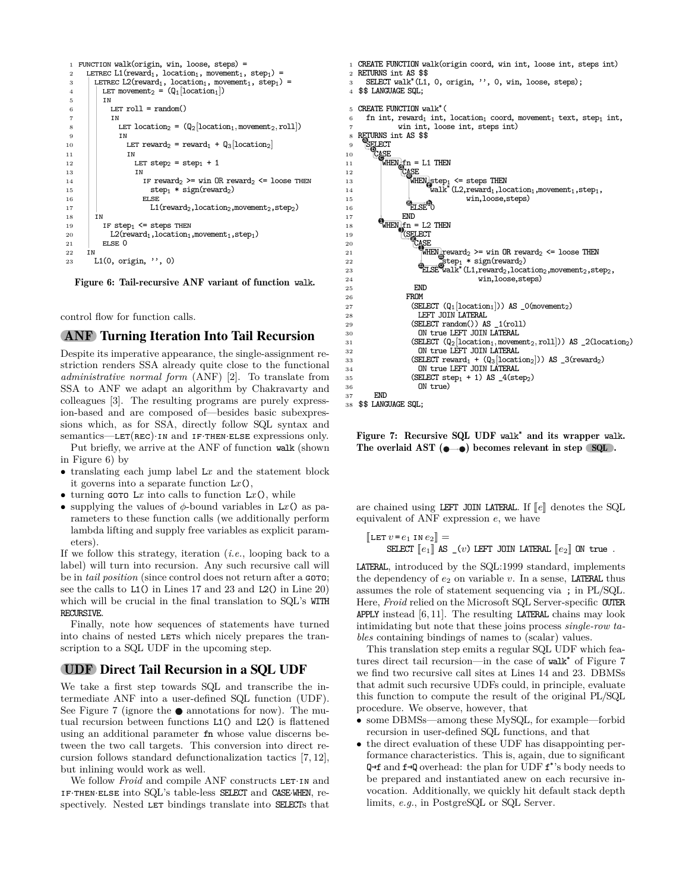```
1  FUNCTION walk(origin, win, loose, steps) =
2    LETREC L1(reward1, location1, movement1, step1) =
3      LETREC L2(reward1, location1, movement1, step1) =
4        LET movement2 = (Q1[location1])
5        IN
6          LET roll = random()
7          IN
8            LET location2 = (Q2[location1, movement2, roll])
9            IN
10             LET reward2 = reward1 + Q3[location2]
11             IN
12               LET step2 = step1 + 1
13               IN
14                 IF reward2 >= win OR reward2 <= loose THEN
15                   step1 * sign(reward2)
16                 ELSE
17                   L1(reward2,location2,movement2,step2)
18     IN
19       IF step1 <= steps THEN
20         L2(reward1,location1,movement1,step1)
21       ELSE 0
22   IN
23     L1(0, origin, '', 0)
```

**Figure 6: Tail-recursive ANF variant of function walk.**

control flow for function calls.

## ANF Turning Iteration Into Tail Recursion

Despite its imperative appearance, the single-assignment restriction renders SSA already quite close to the functional *administrative normal form* (ANF) [2]. To translate from SSA to ANF we adapt an algorithm by Chakravarty and colleagues [3]. The resulting programs are purely expression-based and are composed of—besides basic subexpressions which, as for SSA, directly follow SQL syntax and semantics—LET(REC)·IN and IF·THEN·ELSE expressions only.

Put briefly, we arrive at the ANF of function walk (shown in Figure 6) by

- translating each jump label L$x$ and the statement block it governs into a separate function L$x$(),
- turning GOTO L$x$ into calls to function L$x$(), while
- supplying the values of $\phi$-bound variables in L$x$() as parameters to these function calls (we additionally perform lambda lifting and supply free variables as explicit parameters).

If we follow this strategy, iteration (*i.e.*, looping back to a label) will turn into recursion. Any such recursive call will be in *tail position* (since control does not return after a GOTO; see the calls to L1() in Lines 17 and 23 and L2() in Line 20) which will be crucial in the final translation to SQL's WITH RECURSIVE.

Finally, note how sequences of statements have turned into chains of nested LETs which nicely prepares the transcription to a SQL UDF in the upcoming step.

## UDF Direct Tail Recursion in a SQL UDF

We take a first step towards SQL and transcribe the intermediate ANF into a user-defined SQL function (UDF). See Figure 7 (ignore the ● annotations for now). The mutual recursion between functions L1() and L2() is flattened using an additional parameter fn whose value discerns between the two call targets. This conversion into direct recursion follows standard defunctionalization tactics [7, 12], but inlining would work as well.

We follow *Froid* and compile ANF constructs LET·IN and IF·THEN·ELSE into SQL's table-less SELECT and CASE·WHEN, respectively. Nested LET bindings translate into SELECTs that

```
1  CREATE FUNCTION walk(origin coord, win int, loose int, steps int)
2  RETURNS int AS $$
3    SELECT walk*(L1, 0, origin, '', 0, win, loose, steps);
4  $$ LANGUAGE SQL;

5  CREATE FUNCTION walk*(
6    fn int, reward1 int, location1 coord, movement1 text, step1 int,
7         win int, loose int, steps int)
8  RETURNS int AS $$
9    SELECT
10   CASE
11     WHEN fn = L1 THEN
12       CASE
13         WHEN step1 <= steps THEN
14           walk*(L2,reward1,location1,movement1,step1,
15                 win,loose,steps)
16         ELSE 0
17       END
18     WHEN fn = L2 THEN
19       (SELECT
20          CASE
21            WHEN reward2 >= win OR reward2 <= loose THEN
22              step1 * sign(reward2)
23            ELSE walk*(L1,reward2,location2,movement2,step2,
24                       win,loose,steps)
25          END
26        FROM
27          (SELECT (Q1[location1])) AS _0(movement2)
28            LEFT JOIN LATERAL
29          (SELECT random()) AS _1(roll)
30            ON true LEFT JOIN LATERAL
31          (SELECT (Q2[location1,movement2,roll])) AS _2(location2)
32            ON true LEFT JOIN LATERAL
33          (SELECT reward1 + (Q3[location2])) AS _3(reward2)
34            ON true LEFT JOIN LATERAL
35          (SELECT step1 + 1) AS _4(step2)
36            ON true)
37   END
38 $$ LANGUAGE SQL;
```

**Figure 7: Recursive SQL UDF walk* and its wrapper walk. The overlaid AST (●—●) becomes relevant in step SQL.**

are chained using LEFT JOIN LATERAL. If $[\![e]\!]$ denotes the SQL equivalent of ANF expression $e$, we have

$$[\![\text{LET } v = e_1 \text{ IN } e_2]\!] = \text{SELECT } [\![e_1]\!] \text{ AS } \_(v) \text{ LEFT JOIN LATERAL } [\![e_2]\!] \text{ ON true} .$$

LATERAL, introduced by the SQL:1999 standard, implements the dependency of $e_2$ on variable $v$. In a sense, LATERAL thus assumes the role of statement sequencing via ; in PL/SQL. Here, *Froid* relied on the Microsoft SQL Server-specific OUTER APPLY instead [6, 11]. The resulting LATERAL chains may look intimidating but note that these joins process *single-row tables* containing bindings of names to (scalar) values.

This translation step emits a regular SQL UDF which features direct tail recursion—in the case of walk* of Figure 7 we find two recursive call sites at Lines 14 and 23. DBMSs that admit such recursive UDFs could, in principle, evaluate this function to compute the result of the original PL/SQL procedure. We observe, however, that

- some DBMSs—among these MySQL, for example—forbid recursion in user-defined SQL functions, and that
- the direct evaluation of these UDF has disappointing performance characteristics. This is, again, due to significant Q→f and f→Q overhead: the plan for UDF f*'s body needs to be prepared and instantiated anew on each recursive invocation. Additionally, we quickly hit default stack depth limits, *e.g.*, in PostgreSQL or SQL Server.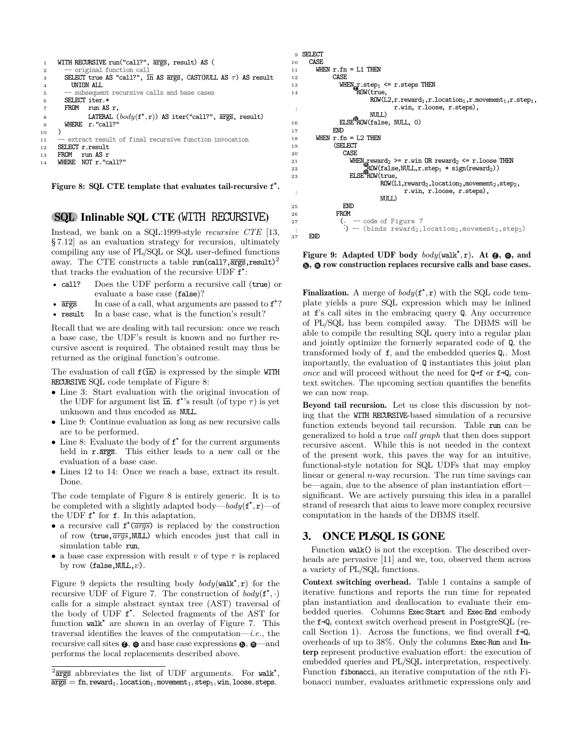```
1  WITH RECURSIVE run("call?", args, result) AS (
2    -- original function call
3    SELECT true AS "call?", in AS args, CAST(NULL AS τ) AS result
4      UNION ALL
5    -- subsequent recursive calls and base cases
6    SELECT iter.*
7    FROM   run AS r,
8           LATERAL (body(f*,r)) AS iter("call?", args, result)
9    WHERE  r."call?"
10 )
11 -- extract result of final recursive function invocation
12 SELECT r.result
13 FROM   run AS r
14 WHERE  NOT r."call?"
```

**Figure 8: SQL CTE template that evaluates tail-recursive f\*.**

## SQL Inlinable SQL CTE (WITH RECURSIVE)

Instead, we bank on a SQL:1999-style *recursive CTE* [13, §7.12] as an evaluation strategy for recursion, ultimately compiling any use of PL/SQL or SQL user-defined functions away. The CTE constructs a table run(call?,$\overline{\text{args}}$,result)[2] that tracks the evaluation of the recursive UDF f\*:

- call? Does the UDF perform a recursive call (true) or evaluate a base case (false)?
- $\overline{\text{args}}$ In case of a call, what arguments are passed to f\*?
- result In a base case, what is the function's result?

Recall that we are dealing with tail recursion: once we reach a base case, the UDF's result is known and no further recursive ascent is required. The obtained result may thus be returned as the original function's outcome.

The evaluation of call f($\overline{\text{in}}$) is expressed by the simple WITH RECURSIVE SQL code template of Figure 8:

- Line 3: Start evaluation with the original invocation of the UDF for argument list $\overline{\text{in}}$. f\*'s result (of type $\tau$) is yet unknown and thus encoded as NULL.
- Line 9: Continue evaluation as long as new recursive calls are to be performed.
- Line 8: Evaluate the body of f\* for the current arguments held in r.$\overline{\text{args}}$. This either leads to a new call or the evaluation of a base case.
- Lines 12 to 14: Once we reach a base, extract its result. Done.

The code template of Figure 8 is entirely generic. It is to be completed with a slightly adapted body—*body*(f\*,r)—of the UDF f\* for f. In this adaptation,

- a recursive call f\*($\overline{\textit{args}}$) is replaced by the construction of row (true,$\overline{\textit{args}}$,NULL) which encodes just that call in simulation table run,
- a base case expression with result $v$ of type $\tau$ is replaced by row (false,NULL,$v$).

Figure 9 depicts the resulting body *body*(walk\*,r) for the recursive UDF of Figure 7. The construction of *body*(f\*,·) calls for a simple abstract syntax tree (AST) traversal of the body of UDF f\*. Selected fragments of the AST for function walk\* are shown in an overlay of Figure 7. This traversal identifies the leaves of the computation—*i.e.*, the recursive call sites ⓕ, ⓞ and base case expressions ⓗ, ⓜ—and performs the local replacements described above.

[2] $\overline{\text{args}}$ abbreviates the list of UDF arguments. For walk\*, $\overline{\text{args}}$ = fn, reward$_1$, location$_1$, movement$_1$, step$_1$, win, loose, steps.

```
9  SELECT
10   CASE
11     WHEN r.fn = L1 THEN
12          CASE
13            WHEN r.step1 <= r.steps THEN
14                 ROW(true,
                       ROW(L2,r.reward1,r.location1,r.movement1,r.step1,
 ⋮                         r.win, r.loose, r.steps),
                       NULL)
16            ELSE ROW(false, NULL, 0)
17          END
18     WHEN r.fn = L2 THEN
19          (SELECT
20             CASE
21               WHEN reward2 >= r.win OR reward2 <= r.loose THEN
22                    ROW(false,NULL,r.step1 * sign(reward2))
23               ELSE ROW(true,
                          ROW(L1,reward2,location2,movement2,step2,
 ⋮                            r.win, r.loose, r.steps),
                          NULL)
25             END
26           FROM
27             (. -- code of Figure 7
 ⋮              :) -- (binds reward2,location2,movement2,step2)
37   END
```

**Figure 9: Adapted UDF body *body*(walk\*,r). At ⓕ, ⓞ, and ⓗ, ⓜ row construction replaces recursive calls and base cases.**

**Finalization.** A merge of *body*(f\*,r) with the SQL code template yields a pure SQL expression which may be inlined at f's call sites in the embracing query Q. Any occurrence of PL/SQL has been compiled away. The DBMS will be able to compile the resulting SQL query into a regular plan and jointly optimize the formerly separated code of Q, the transformed body of f, and the embedded queries Q$_i$. Most importantly, the evaluation of Q instantiates this joint plan *once* and will proceed without the need for Q→f or f→Q$_i$ context switches. The upcoming section quantifies the benefits we can now reap.

**Beyond tail recursion.** Let us close this discussion by noting that the WITH RECURSIVE-based simulation of a recursive function extends beyond tail recursion. Table run can be generalized to hold a true *call graph* that then does support recursive ascent. While this is not needed in the context of the present work, this paves the way for an intuitive, functional-style notation for SQL UDFs that may employ linear or general $n$-way recursion. The run time savings can be—again, due to the absence of plan instantiation effort—significant. We are actively pursuing this idea in a parallel strand of research that aims to leave more complex recursive computation in the hands of the DBMS itself.

## 3. ONCE PL/SQL IS GONE

Function walk() is not the exception. The described overheads are pervasive [11] and we, too, observed them across a variety of PL/SQL functions.

**Context switching overhead.** Table 1 contains a sample of iterative functions and reports the run time for repeated plan instantiation and deallocation to evaluate their embedded queries. Columns Exec·Start and Exec·End embody the f→Q$_i$ context switch overhead present in PostgreSQL (recall Section 1). Across the functions, we find overall f→Q$_i$ overheads of up to 38%. Only the columns Exec·Run and **Interp** represent productive evaluation effort: the execution of embedded queries and PL/SQL interpretation, respectively. Function fibonacci, an iterative computation of the $n$th Fibonacci number, evaluates arithmetic expressions only and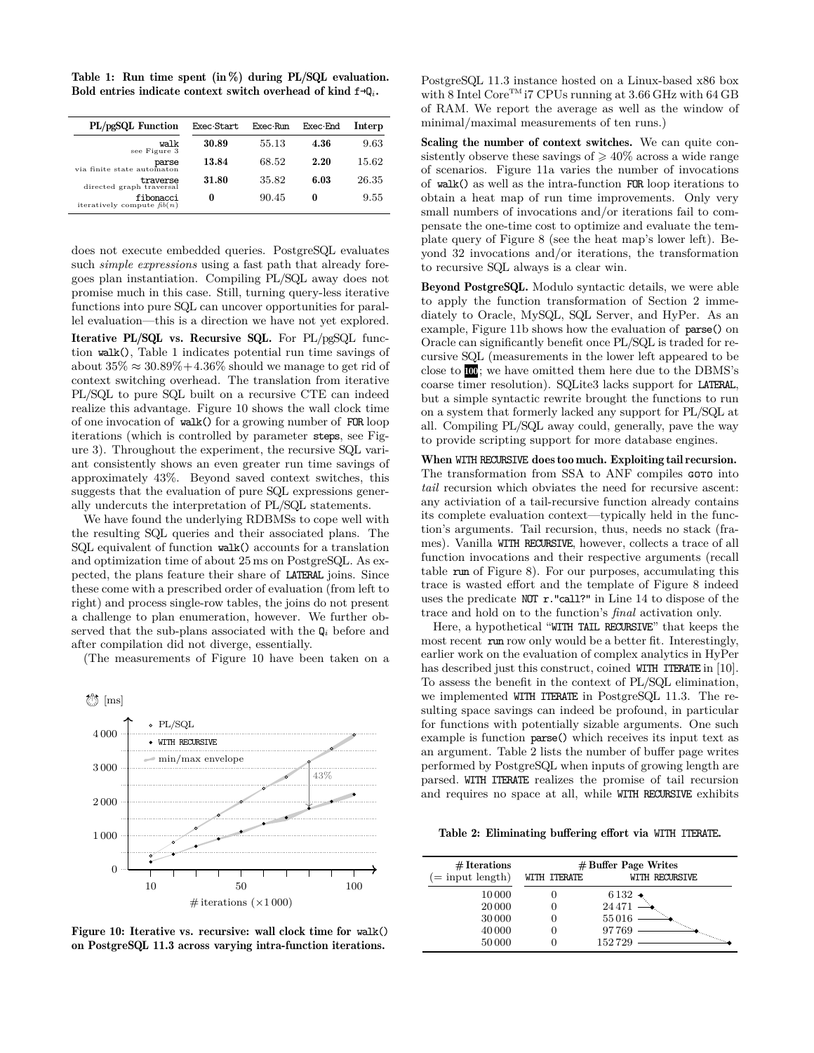**Table 1: Run time spent (in %) during PL/SQL evaluation. Bold entries indicate context switch overhead of kind f→$Q_i$.**

| PL/pgSQL Function | Exec·Start | Exec·Run | Exec·End | Interp |
|---|---|---|---|---|
| walk (see Figure 3) | **30.89** | 55.13 | **4.36** | 9.63 |
| parse (via finite state automaton) | **13.84** | 68.52 | **2.20** | 15.62 |
| traverse (directed graph traversal) | **31.80** | 35.82 | **6.03** | 26.35 |
| fibonacci (iteratively compute $fib(n)$) | **0** | 90.45 | **0** | 9.55 |

does not execute embedded queries. PostgreSQL evaluates such *simple expressions* using a fast path that already foregoes plan instantiation. Compiling PL/SQL away does not promise much in this case. Still, turning query-less iterative functions into pure SQL can uncover opportunities for parallel evaluation—this is a direction we have not yet explored.

**Iterative PL/SQL vs. Recursive SQL.** For PL/pgSQL function `walk()`, Table 1 indicates potential run time savings of about $35\% \approx 30.89\% + 4.36\%$ should we manage to get rid of context switching overhead. The translation from iterative PL/SQL to pure SQL built on a recursive CTE can indeed realize this advantage. Figure 10 shows the wall clock time of one invocation of `walk()` for a growing number of `FOR` loop iterations (which is controlled by parameter `steps`, see Figure 3). Throughout the experiment, the recursive SQL variant consistently shows an even greater run time savings of approximately 43%. Beyond saved context switches, this suggests that the evaluation of pure SQL expressions generally undercuts the interpretation of PL/SQL statements.

We have found the underlying RDBMSs to cope well with the resulting SQL queries and their associated plans. The SQL equivalent of function `walk()` accounts for a translation and optimization time of about 25 ms on PostgreSQL. As expected, the plans feature their share of `LATERAL` joins. Since these come with a prescribed order of evaluation (from left to right) and process single-row tables, the joins do not present a challenge to plan enumeration, however. We further observed that the sub-plans associated with the $Q_i$ before and after compilation did not diverge, essentially.

(The measurements of Figure 10 have been taken on a PostgreSQL 11.3 instance hosted on a Linux-based x86 box with 8 Intel Core™ i7 CPUs running at 3.66 GHz with 64 GB of RAM. We report the average as well as the window of minimal/maximal measurements of ten runs.)

**Figure 10: Iterative vs. recursive: wall clock time for `walk()` on PostgreSQL 11.3 across varying intra-function iterations.**

**Scaling the number of context switches.** We can quite consistently observe these savings of $\geqslant 40\%$ across a wide range of scenarios. Figure 11a varies the number of invocations of `walk()` as well as the intra-function `FOR` loop iterations to obtain a heat map of run time improvements. Only very small numbers of invocations and/or iterations fail to compensate the one-time cost to optimize and evaluate the template query of Figure 8 (see the heat map's lower left). Beyond 32 invocations and/or iterations, the transformation to recursive SQL always is a clear win.

**Beyond PostgreSQL.** Modulo syntactic details, we were able to apply the function transformation of Section 2 immediately to Oracle, MySQL, SQL Server, and HyPer. As an example, Figure 11b shows how the evaluation of `parse()` on Oracle can significantly benefit once PL/SQL is traded for recursive SQL (measurements in the lower left appeared to be close to 100; we have omitted them here due to the DBMS's coarse timer resolution). SQLite3 lacks support for `LATERAL`, but a simple syntactic rewrite brought the functions to run on a system that formerly lacked any support for PL/SQL at all. Compiling PL/SQL away could, generally, pave the way to provide scripting support for more database engines.

**When `WITH RECURSIVE` does too much. Exploiting tail recursion.** The transformation from SSA to ANF compiles `GOTO` into *tail* recursion which obviates the need for recursive ascent: any activiation of a tail-recursive function already contains its complete evaluation context—typically held in the function's arguments. Tail recursion, thus, needs no stack (frames). Vanilla `WITH RECURSIVE`, however, collects a trace of all function invocations and their respective arguments (recall table `run` of Figure 8). For our purposes, accumulating this trace is wasted effort and the template of Figure 8 indeed uses the predicate `NOT r."call?"` in Line 14 to dispose of the trace and hold on to the function's *final* activation only.

Here, a hypothetical "`WITH TAIL RECURSIVE`" that keeps the most recent `run` row only would be a better fit. Interestingly, earlier work on the evaluation of complex analytics in HyPer has described just this construct, coined `WITH ITERATE` in [10]. To assess the benefit in the context of PL/SQL elimination, we implemented `WITH ITERATE` in PostgreSQL 11.3. The resulting space savings can indeed be profound, in particular for functions with potentially sizable arguments. One such example is function `parse()` which receives its input text as an argument. Table 2 lists the number of buffer page writes performed by PostgreSQL when inputs of growing length are parsed. `WITH ITERATE` realizes the promise of tail recursion and requires no space at all, while `WITH RECURSIVE` exhibits

**Table 2: Eliminating buffering effort via `WITH ITERATE`.**

| # Iterations (= input length) | # Buffer Page Writes: `WITH ITERATE` | # Buffer Page Writes: `WITH RECURSIVE` |
|---|---|---|
| 10 000 | 0 | 6 132 |
| 20 000 | 0 | 24 471 |
| 30 000 | 0 | 55 016 |
| 40 000 | 0 | 97 769 |
| 50 000 | 0 | 152 729 |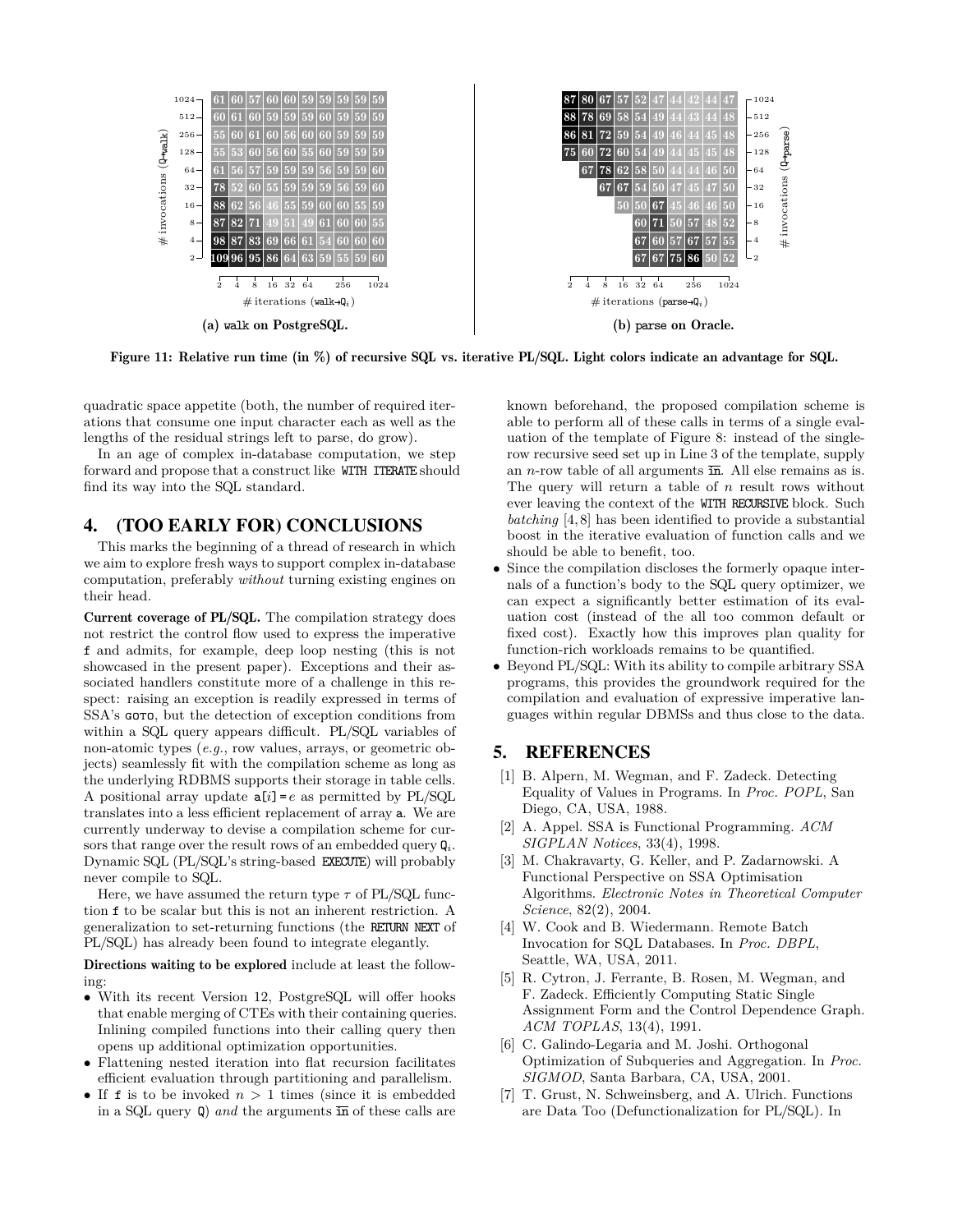| # invocations (Q→walk) \ # iterations (walk→$Q_i$) | 2 | 4 | 8 | 16 | 32 | 64 | 128 | 256 | 512 | 1024 |
|---|---|---|---|---|---|---|---|---|---|---|
| 1024 | 61 | 60 | 57 | 60 | 60 | 59 | 59 | 59 | 59 | 59 |
| 512 | 60 | 61 | 60 | 59 | 59 | 59 | 60 | 59 | 59 | 59 |
| 256 | 55 | 60 | 61 | 60 | 56 | 60 | 60 | 59 | 59 | 59 |
| 128 | 55 | 53 | 60 | 56 | 60 | 55 | 60 | 59 | 59 | 59 |
| 64 | 61 | 56 | 57 | 59 | 59 | 59 | 56 | 59 | 59 | 60 |
| 32 | 78 | 52 | 60 | 55 | 59 | 59 | 59 | 56 | 59 | 60 |
| 16 | 88 | 62 | 56 | 46 | 55 | 59 | 60 | 60 | 55 | 59 |
| 8 | 87 | 82 | 71 | 49 | 51 | 49 | 61 | 60 | 60 | 55 |
| 4 | 98 | 87 | 83 | 69 | 66 | 61 | 54 | 60 | 60 | 60 |
| 2 | 109 | 96 | 95 | 86 | 64 | 63 | 59 | 55 | 59 | 60 |

**(a) walk on PostgreSQL.**

| # invocations (Q→parse) \ # iterations (parse→$Q_i$) | 2 | 4 | 8 | 16 | 32 | 64 | 128 | 256 | 512 | 1024 |
|---|---|---|---|---|---|---|---|---|---|---|
| 1024 | 87 | 80 | 67 | 57 | 52 | 47 | 44 | 42 | 44 | 47 |
| 512 | 88 | 78 | 69 | 58 | 54 | 49 | 44 | 43 | 44 | 48 |
| 256 | 86 | 81 | 72 | 59 | 54 | 49 | 46 | 44 | 45 | 48 |
| 128 | 75 | 60 | 72 | 60 | 54 | 49 | 44 | 45 | 45 | 48 |
| 64 | | 67 | 78 | 62 | 58 | 50 | 44 | 44 | 46 | 50 |
| 32 | | | 67 | 67 | 54 | 50 | 47 | 45 | 47 | 50 |
| 16 | | | | 50 | 50 | 67 | 45 | 46 | 46 | 50 |
| 8 | | | | | 60 | 71 | 50 | 57 | 48 | 52 |
| 4 | | | | | 67 | 60 | 57 | 67 | 57 | 55 |
| 2 | | | | | 67 | 67 | 75 | 86 | 50 | 52 |

**(b) parse on Oracle.**

**Figure 11: Relative run time (in %) of recursive SQL vs. iterative PL/SQL. Light colors indicate an advantage for SQL.**

quadratic space appetite (both, the number of required iterations that consume one input character each as well as the lengths of the residual strings left to parse, do grow).

In an age of complex in-database computation, we step forward and propose that a construct like `WITH ITERATE` should find its way into the SQL standard.

## 4. (TOO EARLY FOR) CONCLUSIONS

This marks the beginning of a thread of research in which we aim to explore fresh ways to support complex in-database computation, preferably *without* turning existing engines on their head.

**Current coverage of PL/SQL.** The compilation strategy does not restrict the control flow used to express the imperative `f` and admits, for example, deep loop nesting (this is not showcased in the present paper). Exceptions and their associated handlers constitute more of a challenge in this respect: raising an exception is readily expressed in terms of SSA's `GOTO`, but the detection of exception conditions from within a SQL query appears difficult. PL/SQL variables of non-atomic types (*e.g.*, row values, arrays, or geometric objects) seamlessly fit with the compilation scheme as long as the underlying RDBMS supports their storage in table cells. A positional array update `a[`$i$`]=`$e$ as permitted by PL/SQL translates into a less efficient replacement of array `a`. We are currently underway to devise a compilation scheme for cursors that range over the result rows of an embedded query $Q_i$. Dynamic SQL (PL/SQL's string-based `EXECUTE`) will probably never compile to SQL.

Here, we have assumed the return type $\tau$ of PL/SQL function `f` to be scalar but this is not an inherent restriction. A generalization to set-returning functions (the `RETURN NEXT` of PL/SQL) has already been found to integrate elegantly.

**Directions waiting to be explored** include at least the following:

- With its recent Version 12, PostgreSQL will offer hooks that enable merging of CTEs with their containing queries. Inlining compiled functions into their calling query then opens up additional optimization opportunities.
- Flattening nested iteration into flat recursion facilitates efficient evaluation through partitioning and parallelism.
- If `f` is to be invoked $n > 1$ times (since it is embedded in a SQL query `Q`) *and* the arguments $\overline{\texttt{in}}$ of these calls are known beforehand, the proposed compilation scheme is able to perform all of these calls in terms of a single evaluation of the template of Figure 8: instead of the single-row recursive seed set up in Line 3 of the template, supply an $n$-row table of all arguments $\overline{\texttt{in}}$. All else remains as is. The query will return a table of $n$ result rows without ever leaving the context of the `WITH RECURSIVE` block. Such *batching* [4, 8] has been identified to provide a substantial boost in the iterative evaluation of function calls and we should be able to benefit, too.
- Since the compilation discloses the formerly opaque internals of a function's body to the SQL query optimizer, we can expect a significantly better estimation of its evaluation cost (instead of the all too common default or fixed cost). Exactly how this improves plan quality for function-rich workloads remains to be quantified.
- Beyond PL/SQL: With its ability to compile arbitrary SSA programs, this provides the groundwork required for the compilation and evaluation of expressive imperative languages within regular DBMSs and thus close to the data.

## 5. REFERENCES

[1] B. Alpern, M. Wegman, and F. Zadeck. Detecting Equality of Values in Programs. In *Proc. POPL*, San Diego, CA, USA, 1988.

[2] A. Appel. SSA is Functional Programming. *ACM SIGPLAN Notices*, 33(4), 1998.

[3] M. Chakravarty, G. Keller, and P. Zadarnowski. A Functional Perspective on SSA Optimisation Algorithms. *Electronic Notes in Theoretical Computer Science*, 82(2), 2004.

[4] W. Cook and B. Wiedermann. Remote Batch Invocation for SQL Databases. In *Proc. DBPL*, Seattle, WA, USA, 2011.

[5] R. Cytron, J. Ferrante, B. Rosen, M. Wegman, and F. Zadeck. Efficiently Computing Static Single Assignment Form and the Control Dependence Graph. *ACM TOPLAS*, 13(4), 1991.

[6] C. Galindo-Legaria and M. Joshi. Orthogonal Optimization of Subqueries and Aggregation. In *Proc. SIGMOD*, Santa Barbara, CA, USA, 2001.

[7] T. Grust, N. Schweinsberg, and A. Ulrich. Functions are Data Too (Defunctionalization for PL/SQL). In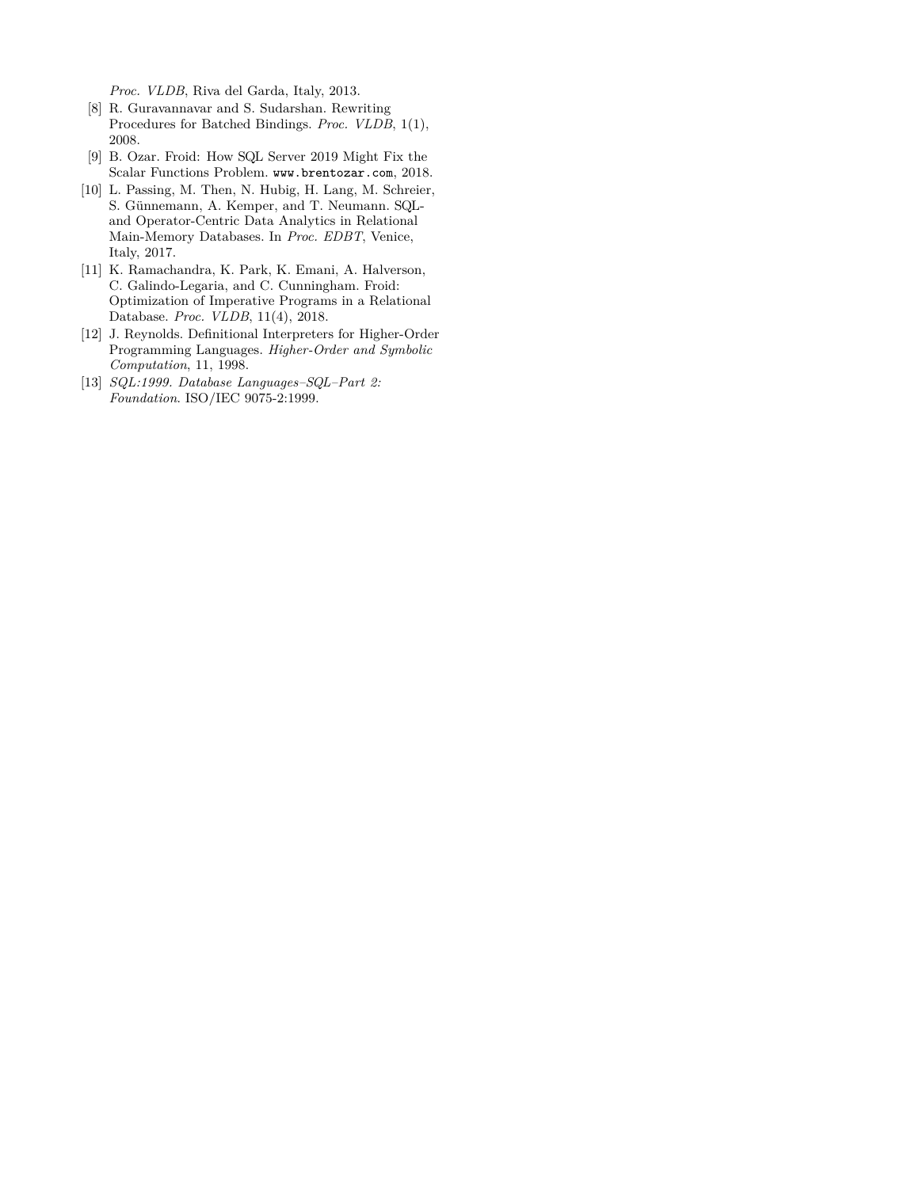*Proc. VLDB*, Riva del Garda, Italy, 2013.

[8] R. Guravannavar and S. Sudarshan. Rewriting Procedures for Batched Bindings. *Proc. VLDB*, 1(1), 2008.

[9] B. Ozar. Froid: How SQL Server 2019 Might Fix the Scalar Functions Problem. `www.brentozar.com`, 2018.

[10] L. Passing, M. Then, N. Hubig, H. Lang, M. Schreier, S. Günnemann, A. Kemper, and T. Neumann. SQL- and Operator-Centric Data Analytics in Relational Main-Memory Databases. In *Proc. EDBT*, Venice, Italy, 2017.

[11] K. Ramachandra, K. Park, K. Emani, A. Halverson, C. Galindo-Legaria, and C. Cunningham. Froid: Optimization of Imperative Programs in a Relational Database. *Proc. VLDB*, 11(4), 2018.

[12] J. Reynolds. Definitional Interpreters for Higher-Order Programming Languages. *Higher-Order and Symbolic Computation*, 11, 1998.

[13] *SQL:1999. Database Languages–SQL–Part 2: Foundation*. ISO/IEC 9075-2:1999.